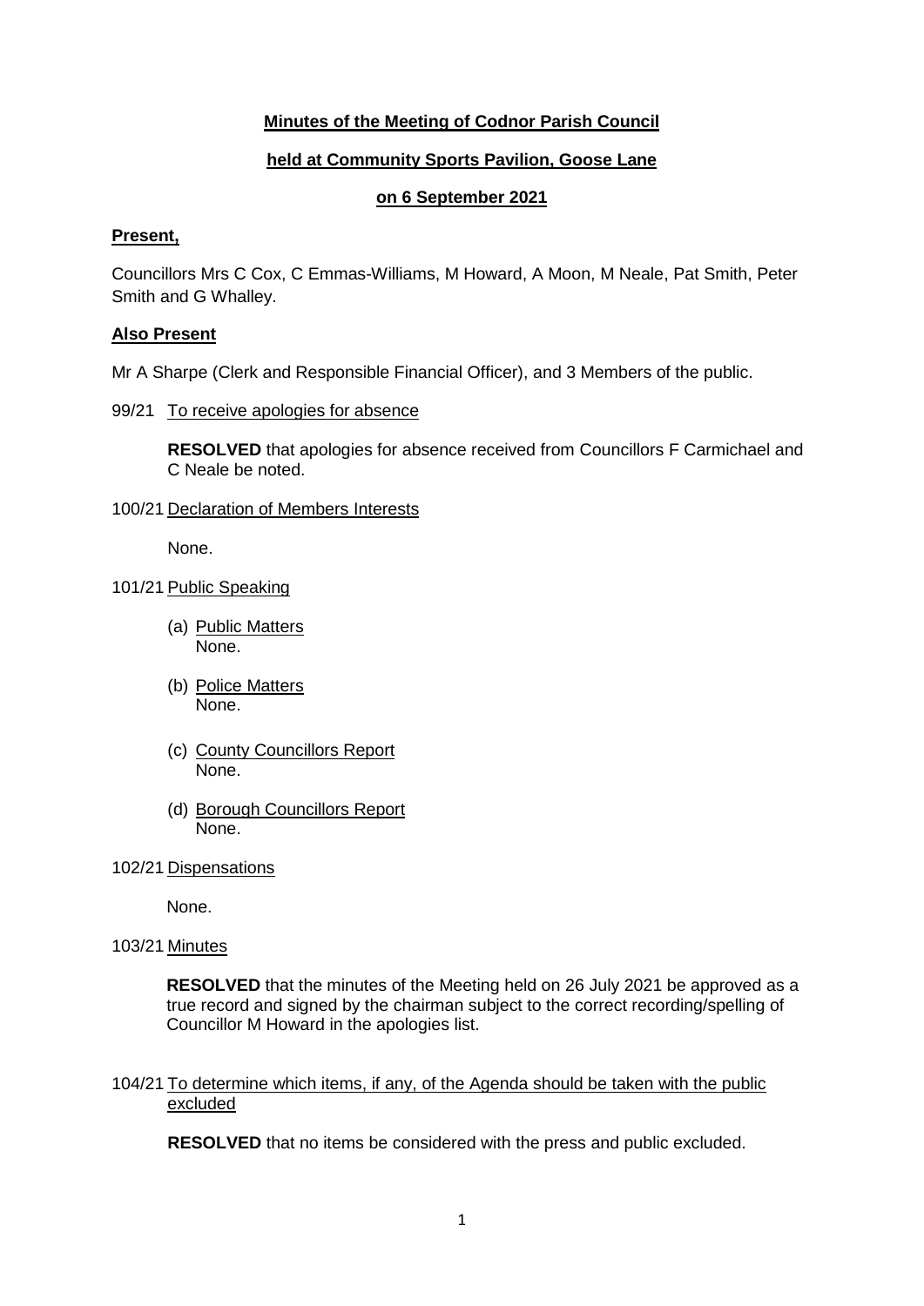**Minutes of the Meeting of Codnor Parish Council**

**held at Community Sports Pavilion, Goose Lane**

**on 6 September 2021**

**Present,**

Councillors Mrs C Cox, C Emmas-Williams, M Howard, A Moon, M Neale, Pat Smith, Peter Smith and G Whalley.

**Also Present**

Mr A Sharpe (Clerk and Responsible Financial Officer), and 3 Members of the public.

99/21 To receive apologies for absence

**RESOLVED** that apologies for absence received from Councillors F Carmichael and C Neale be noted.

100/21 Declaration of Members Interests

None.

101/21 Public Speaking

(a) Public Matters
None.

(b) Police Matters
None.

(c) County Councillors Report
None.

(d) Borough Councillors Report
None.

102/21 Dispensations

None.

103/21 Minutes

**RESOLVED** that the minutes of the Meeting held on 26 July 2021 be approved as a true record and signed by the chairman subject to the correct recording/spelling of Councillor M Howard in the apologies list.

104/21 To determine which items, if any, of the Agenda should be taken with the public excluded

**RESOLVED** that no items be considered with the press and public excluded.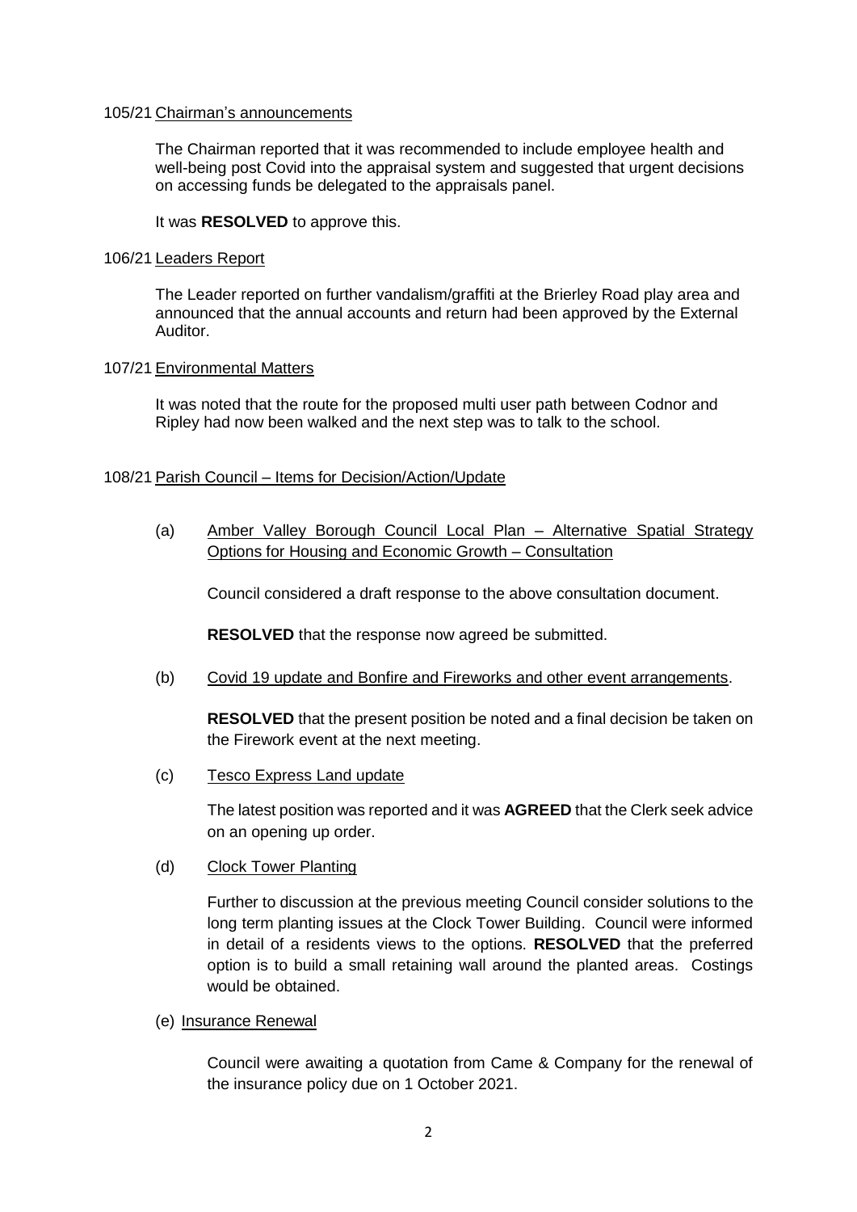105/21 Chairman's announcements

The Chairman reported that it was recommended to include employee health and well-being post Covid into the appraisal system and suggested that urgent decisions on accessing funds be delegated to the appraisals panel.

It was **RESOLVED** to approve this.

106/21 Leaders Report

The Leader reported on further vandalism/graffiti at the Brierley Road play area and announced that the annual accounts and return had been approved by the External Auditor.

107/21 Environmental Matters

It was noted that the route for the proposed multi user path between Codnor and Ripley had now been walked and the next step was to talk to the school.

108/21 Parish Council – Items for Decision/Action/Update

(a) Amber Valley Borough Council Local Plan – Alternative Spatial Strategy Options for Housing and Economic Growth – Consultation

Council considered a draft response to the above consultation document.

**RESOLVED** that the response now agreed be submitted.

(b) Covid 19 update and Bonfire and Fireworks and other event arrangements.

**RESOLVED** that the present position be noted and a final decision be taken on the Firework event at the next meeting.

(c) Tesco Express Land update

The latest position was reported and it was **AGREED** that the Clerk seek advice on an opening up order.

(d) Clock Tower Planting

Further to discussion at the previous meeting Council consider solutions to the long term planting issues at the Clock Tower Building. Council were informed in detail of a residents views to the options. **RESOLVED** that the preferred option is to build a small retaining wall around the planted areas. Costings would be obtained.

(e) Insurance Renewal

Council were awaiting a quotation from Came & Company for the renewal of the insurance policy due on 1 October 2021.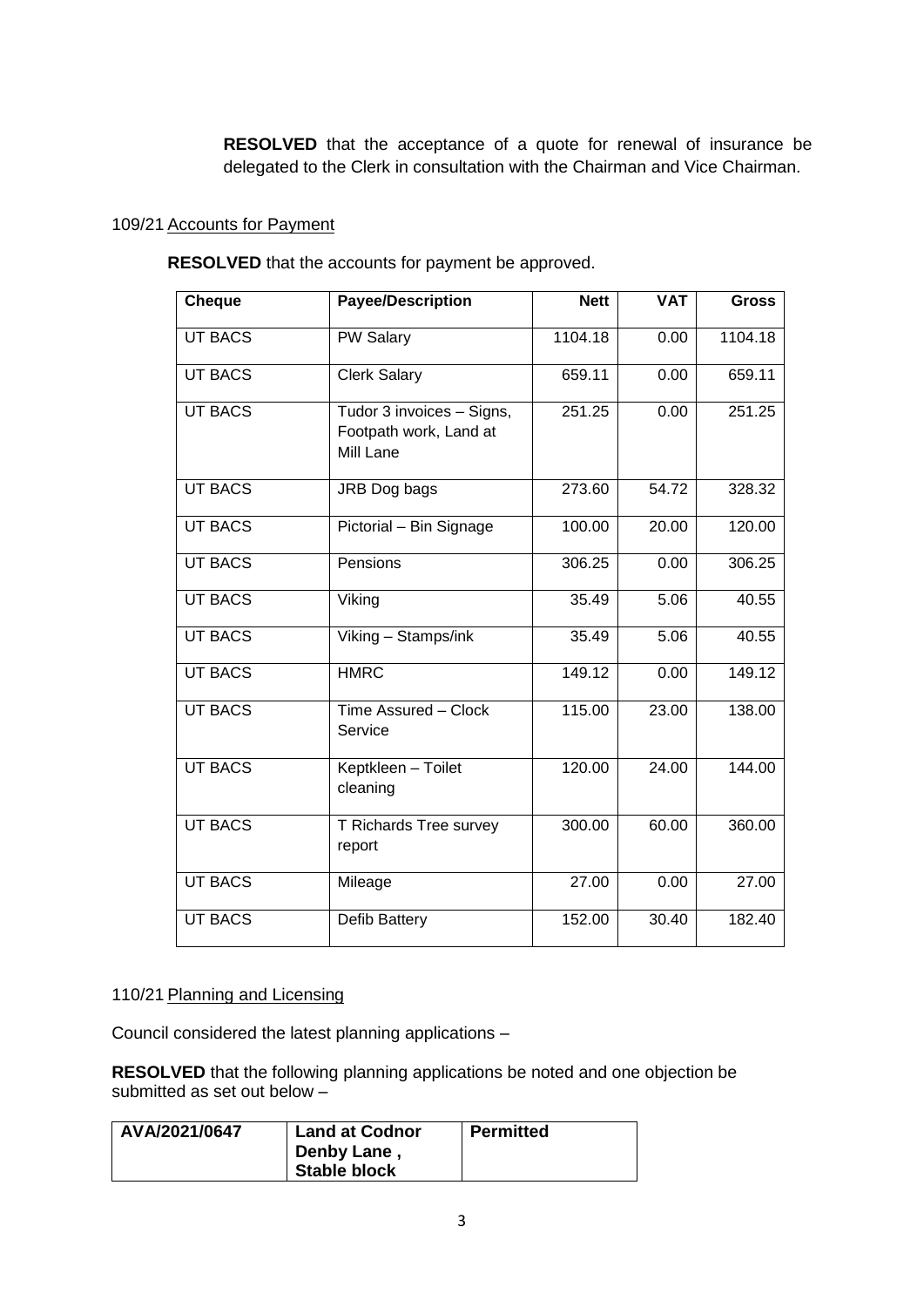**RESOLVED** that the acceptance of a quote for renewal of insurance be delegated to the Clerk in consultation with the Chairman and Vice Chairman.

109/21 Accounts for Payment

**RESOLVED** that the accounts for payment be approved.

| Cheque | Payee/Description | Nett | VAT | Gross |
|---|---|---|---|---|
| UT BACS | PW Salary | 1104.18 | 0.00 | 1104.18 |
| UT BACS | Clerk Salary | 659.11 | 0.00 | 659.11 |
| UT BACS | Tudor 3 invoices – Signs, Footpath work, Land at Mill Lane | 251.25 | 0.00 | 251.25 |
| UT BACS | JRB Dog bags | 273.60 | 54.72 | 328.32 |
| UT BACS | Pictorial – Bin Signage | 100.00 | 20.00 | 120.00 |
| UT BACS | Pensions | 306.25 | 0.00 | 306.25 |
| UT BACS | Viking | 35.49 | 5.06 | 40.55 |
| UT BACS | Viking – Stamps/ink | 35.49 | 5.06 | 40.55 |
| UT BACS | HMRC | 149.12 | 0.00 | 149.12 |
| UT BACS | Time Assured – Clock Service | 115.00 | 23.00 | 138.00 |
| UT BACS | Keptkleen – Toilet cleaning | 120.00 | 24.00 | 144.00 |
| UT BACS | T Richards Tree survey report | 300.00 | 60.00 | 360.00 |
| UT BACS | Mileage | 27.00 | 0.00 | 27.00 |
| UT BACS | Defib Battery | 152.00 | 30.40 | 182.40 |

110/21 Planning and Licensing

Council considered the latest planning applications –

**RESOLVED** that the following planning applications be noted and one objection be submitted as set out below –

| | | |
|---|---|---|
| **AVA/2021/0647** | **Land at Codnor Denby Lane , Stable block** | **Permitted** |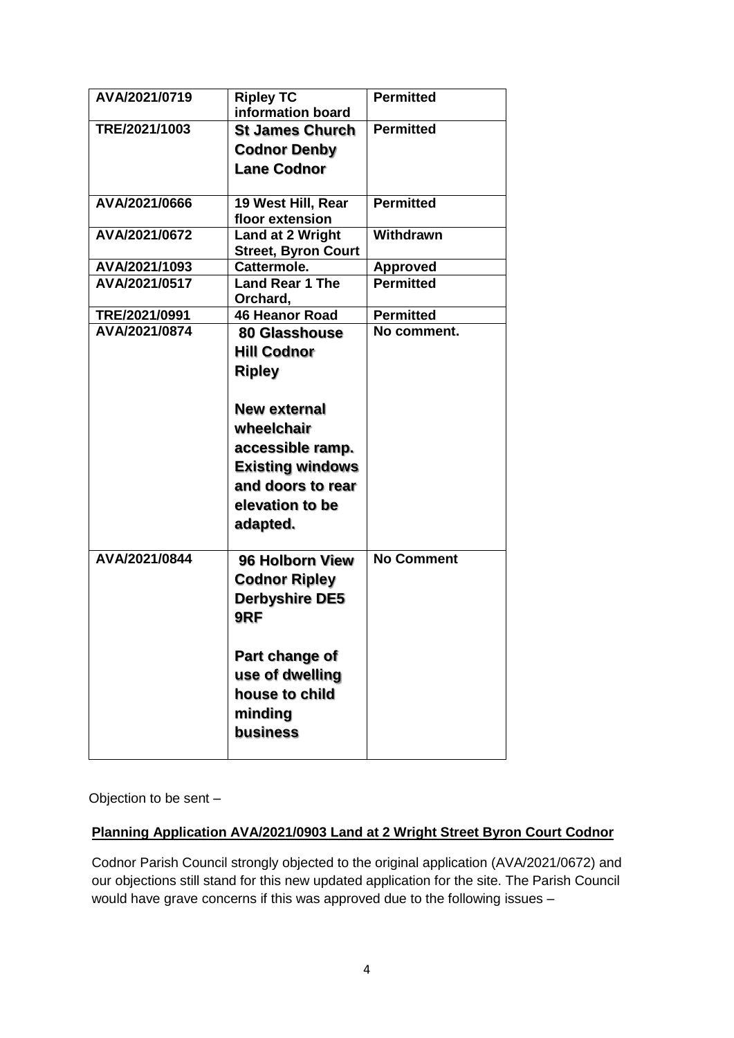| AVA/2021/0719 | Ripley TC information board | Permitted |
|---|---|---|
| TRE/2021/1003 | St James Church Codnor Denby Lane Codnor | Permitted |
| AVA/2021/0666 | 19 West Hill, Rear floor extension | Permitted |
| AVA/2021/0672 | Land at 2 Wright Street, Byron Court | Withdrawn |
| AVA/2021/1093 | Cattermole. | Approved |
| AVA/2021/0517 | Land Rear 1 The Orchard, | Permitted |
| TRE/2021/0991 | 46 Heanor Road | Permitted |
| AVA/2021/0874 | 80 Glasshouse Hill Codnor Ripley<br><br>New external wheelchair accessible ramp. Existing windows and doors to rear elevation to be adapted. | No comment. |
| AVA/2021/0844 | 96 Holborn View Codnor Ripley Derbyshire DE5 9RF<br><br>Part change of use of dwelling house to child minding business | No Comment |

Objection to be sent –

**Planning Application AVA/2021/0903 Land at 2 Wright Street Byron Court Codnor**

Codnor Parish Council strongly objected to the original application (AVA/2021/0672) and our objections still stand for this new updated application for the site. The Parish Council would have grave concerns if this was approved due to the following issues –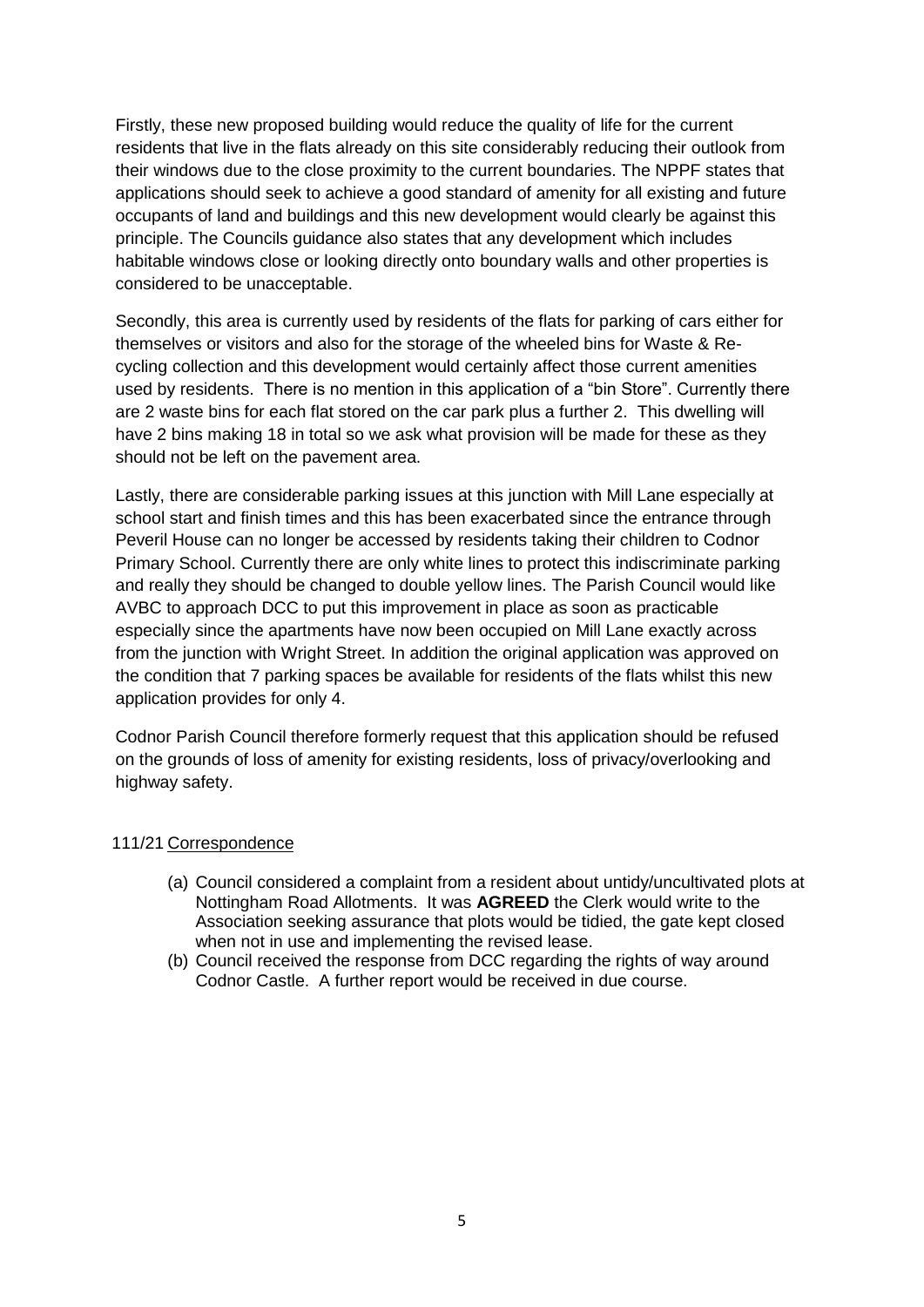Firstly, these new proposed building would reduce the quality of life for the current residents that live in the flats already on this site considerably reducing their outlook from their windows due to the close proximity to the current boundaries. The NPPF states that applications should seek to achieve a good standard of amenity for all existing and future occupants of land and buildings and this new development would clearly be against this principle. The Councils guidance also states that any development which includes habitable windows close or looking directly onto boundary walls and other properties is considered to be unacceptable.

Secondly, this area is currently used by residents of the flats for parking of cars either for themselves or visitors and also for the storage of the wheeled bins for Waste & Re-cycling collection and this development would certainly affect those current amenities used by residents. There is no mention in this application of a "bin Store". Currently there are 2 waste bins for each flat stored on the car park plus a further 2. This dwelling will have 2 bins making 18 in total so we ask what provision will be made for these as they should not be left on the pavement area.

Lastly, there are considerable parking issues at this junction with Mill Lane especially at school start and finish times and this has been exacerbated since the entrance through Peveril House can no longer be accessed by residents taking their children to Codnor Primary School. Currently there are only white lines to protect this indiscriminate parking and really they should be changed to double yellow lines. The Parish Council would like AVBC to approach DCC to put this improvement in place as soon as practicable especially since the apartments have now been occupied on Mill Lane exactly across from the junction with Wright Street. In addition the original application was approved on the condition that 7 parking spaces be available for residents of the flats whilst this new application provides for only 4.

Codnor Parish Council therefore formerly request that this application should be refused on the grounds of loss of amenity for existing residents, loss of privacy/overlooking and highway safety.

111/21 Correspondence

(a) Council considered a complaint from a resident about untidy/uncultivated plots at Nottingham Road Allotments. It was **AGREED** the Clerk would write to the Association seeking assurance that plots would be tidied, the gate kept closed when not in use and implementing the revised lease.
(b) Council received the response from DCC regarding the rights of way around Codnor Castle. A further report would be received in due course.